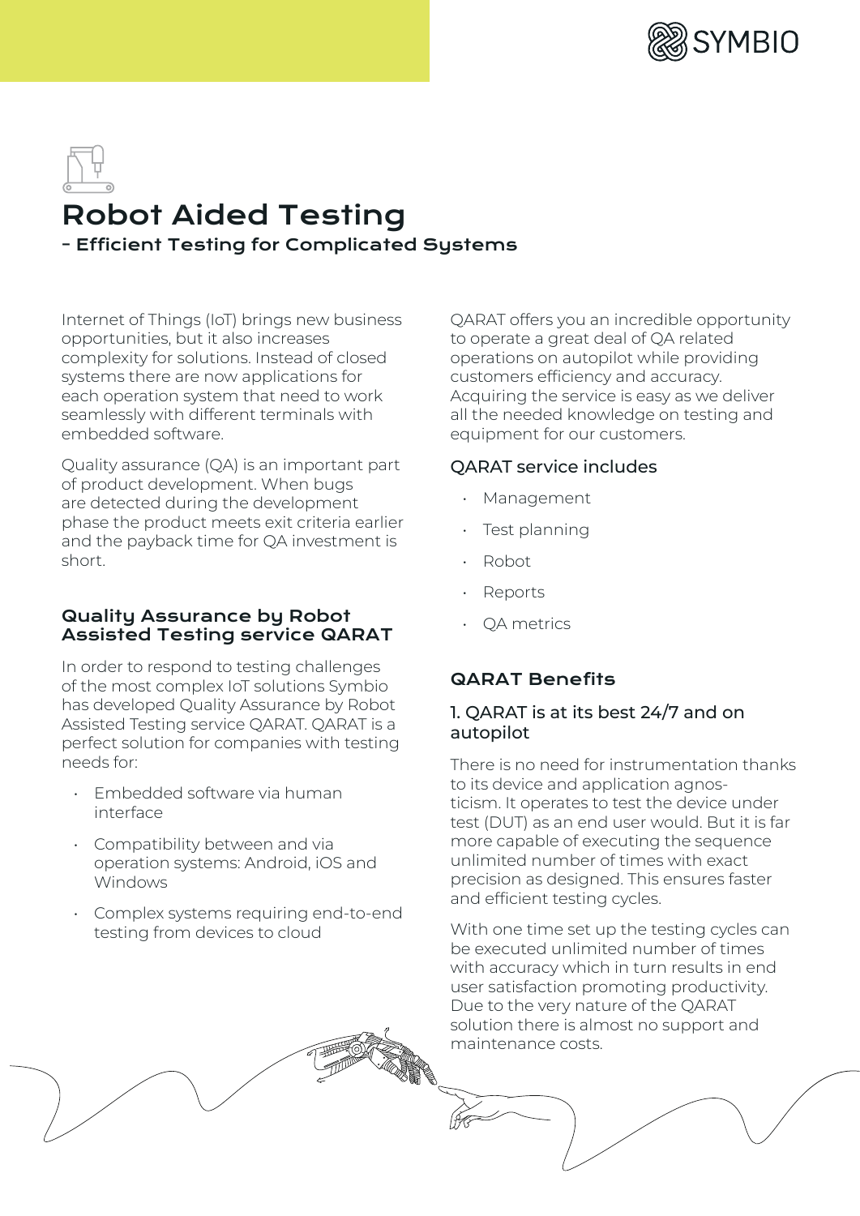# Robot Aided Testing

## - Efficient Testing for Complicated Systems

Internet of Things (IoT) brings new business opportunities, but it also increases complexity for solutions. Instead of closed systems there are now applications for each operation system that need to work seamlessly with different terminals with embedded software.

Quality assurance (QA) is an important part of product development. When bugs are detected during the development phase the product meets exit criteria earlier and the payback time for QA investment is short.

### Quality Assurance by Robot Assisted Testing service QARAT

In order to respond to testing challenges of the most complex IoT solutions Symbio has developed Quality Assurance by Robot Assisted Testing service QARAT. QARAT is a perfect solution for companies with testing needs for:

- Embedded software via human interface
- Compatibility between and via operation systems: Android, iOS and Windows
- Complex systems requiring end-to-end testing from devices to cloud

QARAT offers you an incredible opportunity to operate a great deal of QA related operations on autopilot while providing customers efficiency and accuracy. Acquiring the service is easy as we deliver all the needed knowledge on testing and equipment for our customers.

#### QARAT service includes

- Management
- Test planning
- Robot
- Reports
- QA metrics

### QARAT Benefits

#### 1. QARAT is at its best 24/7 and on autopilot

There is no need for instrumentation thanks to its device and application agnosticism. It operates to test the device under test (DUT) as an end user would. But it is far more capable of executing the sequence unlimited number of times with exact precision as designed. This ensures faster and efficient testing cycles.

With one time set up the testing cycles can be executed unlimited number of times with accuracy which in turn results in end user satisfaction promoting productivity. Due to the very nature of the QARAT solution there is almost no support and maintenance costs.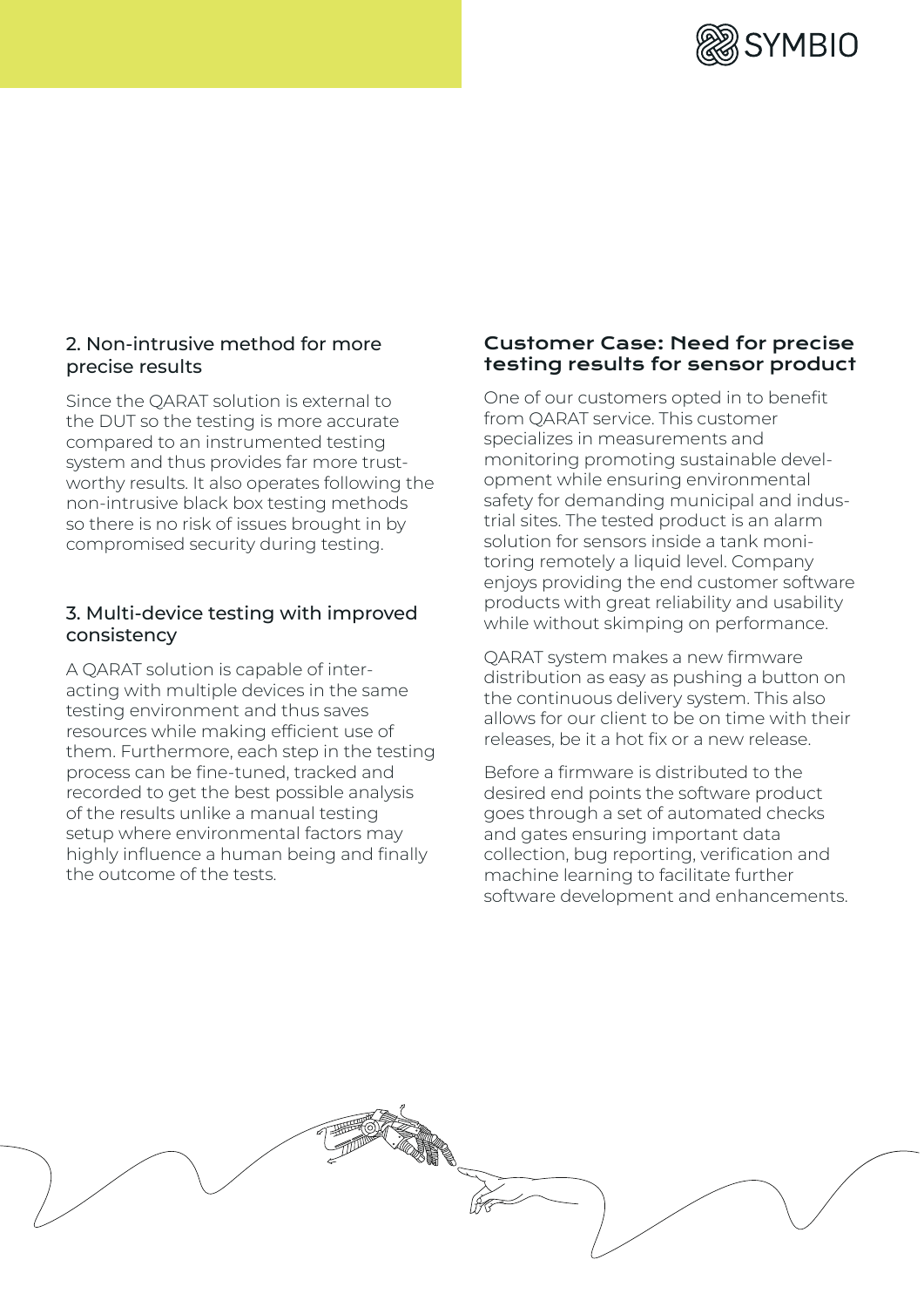### 2. Non-intrusive method for more precise results

Since the QARAT solution is external to the DUT so the testing is more accurate compared to an instrumented testing system and thus provides far more trustworthy results. It also operates following the non-intrusive black box testing methods so there is no risk of issues brought in by compromised security during testing.

### 3. Multi-device testing with improved consistency

A QARAT solution is capable of interacting with multiple devices in the same testing environment and thus saves resources while making efficient use of them. Furthermore, each step in the testing process can be fine-tuned, tracked and recorded to get the best possible analysis of the results unlike a manual testing setup where environmental factors may highly influence a human being and finally the outcome of the tests.

## Customer Case: Need for precise testing results for sensor product

One of our customers opted in to benefit from QARAT service. This customer specializes in measurements and monitoring promoting sustainable development while ensuring environmental safety for demanding municipal and industrial sites. The tested product is an alarm solution for sensors inside a tank monitoring remotely a liquid level. Company enjoys providing the end customer software products with great reliability and usability while without skimping on performance.

QARAT system makes a new firmware distribution as easy as pushing a button on the continuous delivery system. This also allows for our client to be on time with their releases, be it a hot fix or a new release.

Before a firmware is distributed to the desired end points the software product goes through a set of automated checks and gates ensuring important data collection, bug reporting, verification and machine learning to facilitate further software development and enhancements.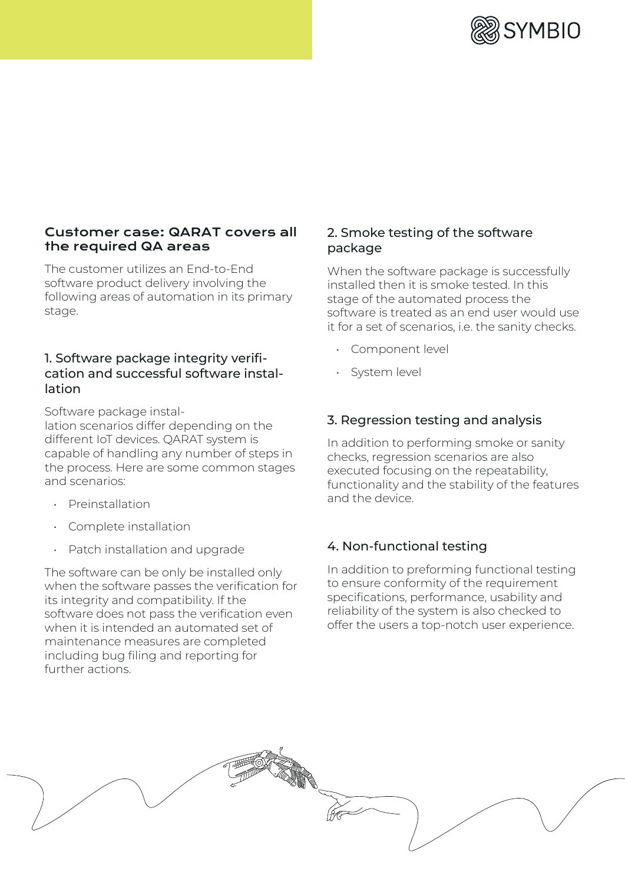## Customer case: QARAT covers all the required QA areas

The customer utilizes an End-to-End software product delivery involving the following areas of automation in its primary stage.

### 1. Software package integrity verification and successful software installation

Software package installation scenarios differ depending on the different IoT devices. QARAT system is capable of handling any number of steps in the process. Here are some common stages and scenarios:

- Preinstallation
- Complete installation
- Patch installation and upgrade

The software can be only be installed only when the software passes the verification for its integrity and compatibility. If the software does not pass the verification even when it is intended an automated set of maintenance measures are completed including bug filing and reporting for further actions.

### 2. Smoke testing of the software package

When the software package is successfully installed then it is smoke tested. In this stage of the automated process the software is treated as an end user would use it for a set of scenarios, i.e. the sanity checks.

- Component level
- System level

### 3. Regression testing and analysis

In addition to performing smoke or sanity checks, regression scenarios are also executed focusing on the repeatability, functionality and the stability of the features and the device.

### 4. Non-functional testing

In addition to preforming functional testing to ensure conformity of the requirement specifications, performance, usability and reliability of the system is also checked to offer the users a top-notch user experience.